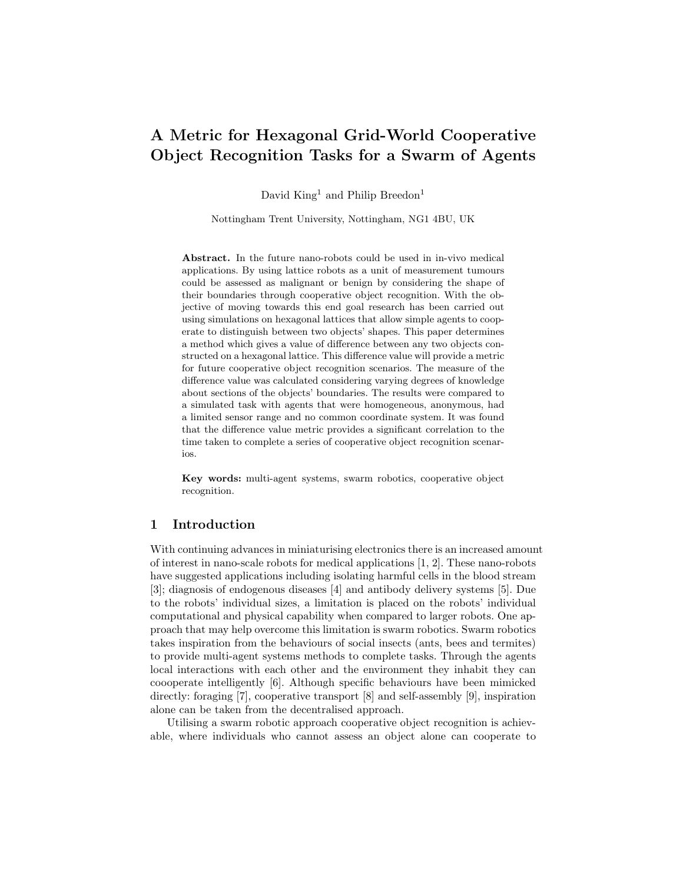# A Metric for Hexagonal Grid-World Cooperative Object Recognition Tasks for a Swarm of Agents

David King[1] and Philip Breedon[1]

Nottingham Trent University, Nottingham, NG1 4BU, UK

**Abstract.** In the future nano-robots could be used in in-vivo medical applications. By using lattice robots as a unit of measurement tumours could be assessed as malignant or benign by considering the shape of their boundaries through cooperative object recognition. With the objective of moving towards this end goal research has been carried out using simulations on hexagonal lattices that allow simple agents to cooperate to distinguish between two objects' shapes. This paper determines a method which gives a value of difference between any two objects constructed on a hexagonal lattice. This difference value will provide a metric for future cooperative object recognition scenarios. The measure of the difference value was calculated considering varying degrees of knowledge about sections of the objects' boundaries. The results were compared to a simulated task with agents that were homogeneous, anonymous, had a limited sensor range and no common coordinate system. It was found that the difference value metric provides a significant correlation to the time taken to complete a series of cooperative object recognition scenarios.

**Key words:** multi-agent systems, swarm robotics, cooperative object recognition.

## 1 Introduction

With continuing advances in miniaturising electronics there is an increased amount of interest in nano-scale robots for medical applications [1, 2]. These nano-robots have suggested applications including isolating harmful cells in the blood stream [3]; diagnosis of endogenous diseases [4] and antibody delivery systems [5]. Due to the robots' individual sizes, a limitation is placed on the robots' individual computational and physical capability when compared to larger robots. One approach that may help overcome this limitation is swarm robotics. Swarm robotics takes inspiration from the behaviours of social insects (ants, bees and termites) to provide multi-agent systems methods to complete tasks. Through the agents local interactions with each other and the environment they inhabit they can coooperate intelligently [6]. Although specific behaviours have been mimicked directly: foraging [7], cooperative transport [8] and self-assembly [9], inspiration alone can be taken from the decentralised approach.

Utilising a swarm robotic approach cooperative object recognition is achievable, where individuals who cannot assess an object alone can cooperate to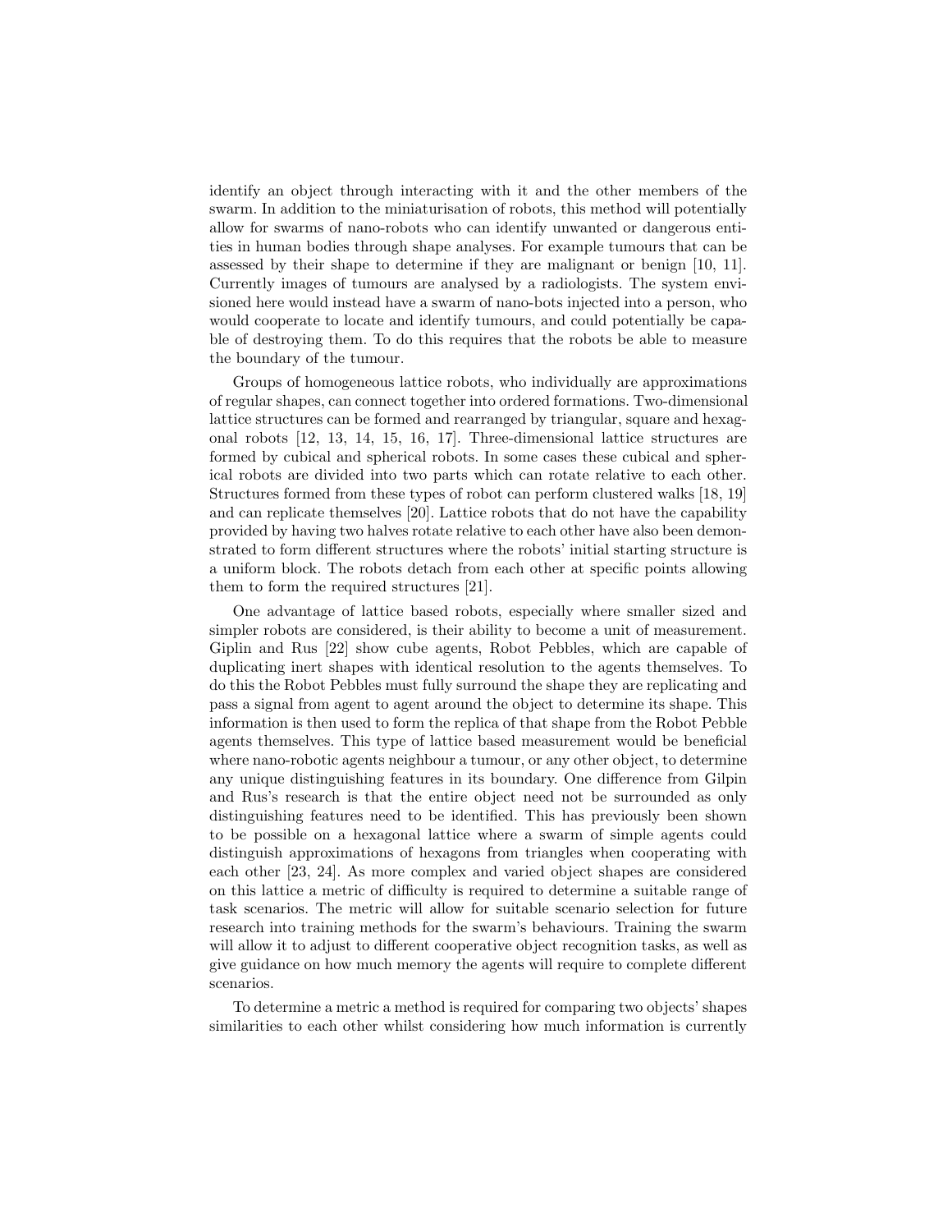identify an object through interacting with it and the other members of the swarm. In addition to the miniaturisation of robots, this method will potentially allow for swarms of nano-robots who can identify unwanted or dangerous entities in human bodies through shape analyses. For example tumours that can be assessed by their shape to determine if they are malignant or benign [10, 11]. Currently images of tumours are analysed by a radiologists. The system envisioned here would instead have a swarm of nano-bots injected into a person, who would cooperate to locate and identify tumours, and could potentially be capable of destroying them. To do this requires that the robots be able to measure the boundary of the tumour.

Groups of homogeneous lattice robots, who individually are approximations of regular shapes, can connect together into ordered formations. Two-dimensional lattice structures can be formed and rearranged by triangular, square and hexagonal robots [12, 13, 14, 15, 16, 17]. Three-dimensional lattice structures are formed by cubical and spherical robots. In some cases these cubical and spherical robots are divided into two parts which can rotate relative to each other. Structures formed from these types of robot can perform clustered walks [18, 19] and can replicate themselves [20]. Lattice robots that do not have the capability provided by having two halves rotate relative to each other have also been demonstrated to form different structures where the robots' initial starting structure is a uniform block. The robots detach from each other at specific points allowing them to form the required structures [21].

One advantage of lattice based robots, especially where smaller sized and simpler robots are considered, is their ability to become a unit of measurement. Giplin and Rus [22] show cube agents, Robot Pebbles, which are capable of duplicating inert shapes with identical resolution to the agents themselves. To do this the Robot Pebbles must fully surround the shape they are replicating and pass a signal from agent to agent around the object to determine its shape. This information is then used to form the replica of that shape from the Robot Pebble agents themselves. This type of lattice based measurement would be beneficial where nano-robotic agents neighbour a tumour, or any other object, to determine any unique distinguishing features in its boundary. One difference from Gilpin and Rus's research is that the entire object need not be surrounded as only distinguishing features need to be identified. This has previously been shown to be possible on a hexagonal lattice where a swarm of simple agents could distinguish approximations of hexagons from triangles when cooperating with each other [23, 24]. As more complex and varied object shapes are considered on this lattice a metric of difficulty is required to determine a suitable range of task scenarios. The metric will allow for suitable scenario selection for future research into training methods for the swarm's behaviours. Training the swarm will allow it to adjust to different cooperative object recognition tasks, as well as give guidance on how much memory the agents will require to complete different scenarios.

To determine a metric a method is required for comparing two objects' shapes similarities to each other whilst considering how much information is currently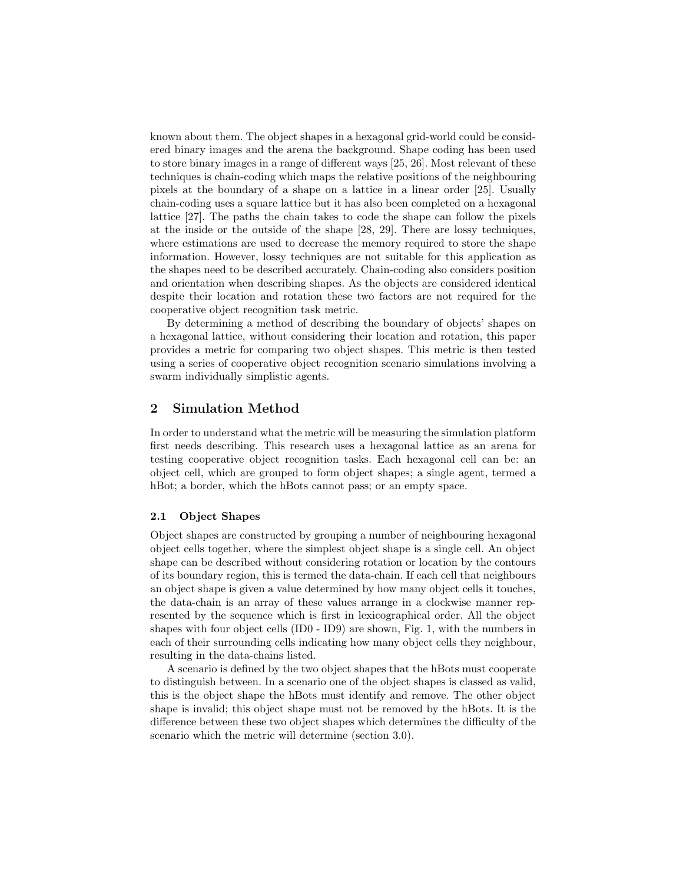known about them. The object shapes in a hexagonal grid-world could be considered binary images and the arena the background. Shape coding has been used to store binary images in a range of different ways [25, 26]. Most relevant of these techniques is chain-coding which maps the relative positions of the neighbouring pixels at the boundary of a shape on a lattice in a linear order [25]. Usually chain-coding uses a square lattice but it has also been completed on a hexagonal lattice [27]. The paths the chain takes to code the shape can follow the pixels at the inside or the outside of the shape [28, 29]. There are lossy techniques, where estimations are used to decrease the memory required to store the shape information. However, lossy techniques are not suitable for this application as the shapes need to be described accurately. Chain-coding also considers position and orientation when describing shapes. As the objects are considered identical despite their location and rotation these two factors are not required for the cooperative object recognition task metric.

By determining a method of describing the boundary of objects' shapes on a hexagonal lattice, without considering their location and rotation, this paper provides a metric for comparing two object shapes. This metric is then tested using a series of cooperative object recognition scenario simulations involving a swarm individually simplistic agents.

## 2 Simulation Method

In order to understand what the metric will be measuring the simulation platform first needs describing. This research uses a hexagonal lattice as an arena for testing cooperative object recognition tasks. Each hexagonal cell can be: an object cell, which are grouped to form object shapes; a single agent, termed a hBot; a border, which the hBots cannot pass; or an empty space.

### 2.1 Object Shapes

Object shapes are constructed by grouping a number of neighbouring hexagonal object cells together, where the simplest object shape is a single cell. An object shape can be described without considering rotation or location by the contours of its boundary region, this is termed the data-chain. If each cell that neighbours an object shape is given a value determined by how many object cells it touches, the data-chain is an array of these values arrange in a clockwise manner represented by the sequence which is first in lexicographical order. All the object shapes with four object cells (ID0 - ID9) are shown, Fig. 1, with the numbers in each of their surrounding cells indicating how many object cells they neighbour, resulting in the data-chains listed.

A scenario is defined by the two object shapes that the hBots must cooperate to distinguish between. In a scenario one of the object shapes is classed as valid, this is the object shape the hBots must identify and remove. The other object shape is invalid; this object shape must not be removed by the hBots. It is the difference between these two object shapes which determines the difficulty of the scenario which the metric will determine (section 3.0).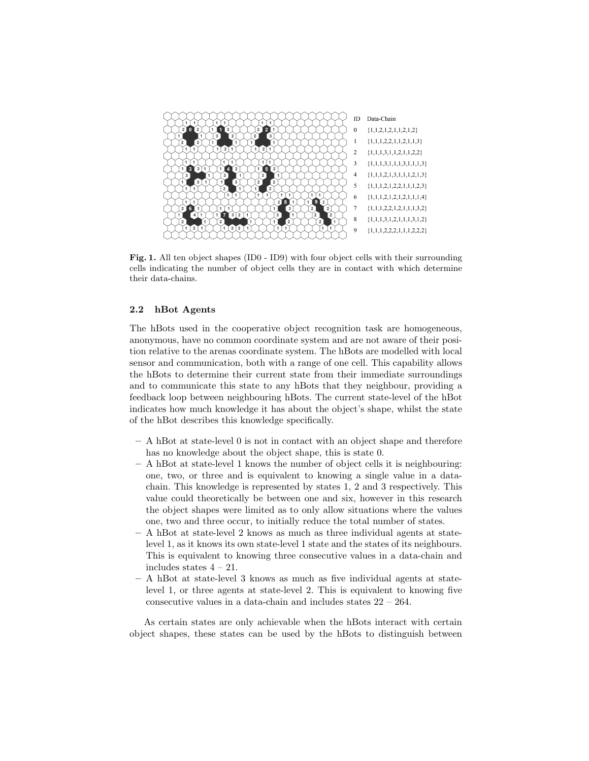| ID | Data-Chain |
|---|---|
| 0 | {1,1,2,1,2,1,1,2,1,2} |
| 1 | {1,1,1,2,2,1,1,2,1,1,3} |
| 2 | {1,1,1,3,1,1,2,1,1,2,2} |
| 3 | {1,1,1,3,1,1,1,3,1,1,1,3} |
| 4 | {1,1,1,2,1,3,1,1,1,2,1,3} |
| 5 | {1,1,1,2,1,2,2,1,1,1,2,3} |
| 6 | {1,1,1,2,1,2,1,2,1,1,1,4} |
| 7 | {1,1,1,2,2,1,2,1,1,1,3,2} |
| 8 | {1,1,1,3,1,2,1,1,1,3,1,2} |
| 9 | {1,1,1,2,2,2,1,1,1,2,2,2} |

**Fig. 1.** All ten object shapes (ID0 - ID9) with four object cells with their surrounding cells indicating the number of object cells they are in contact with which determine their data-chains.

### 2.2 hBot Agents

The hBots used in the cooperative object recognition task are homogeneous, anonymous, have no common coordinate system and are not aware of their position relative to the arenas coordinate system. The hBots are modelled with local sensor and communication, both with a range of one cell. This capability allows the hBots to determine their current state from their immediate surroundings and to communicate this state to any hBots that they neighbour, providing a feedback loop between neighbouring hBots. The current state-level of the hBot indicates how much knowledge it has about the object's shape, whilst the state of the hBot describes this knowledge specifically.

- A hBot at state-level 0 is not in contact with an object shape and therefore has no knowledge about the object shape, this is state 0.
- A hBot at state-level 1 knows the number of object cells it is neighbouring: one, two, or three and is equivalent to knowing a single value in a data-chain. This knowledge is represented by states 1, 2 and 3 respectively. This value could theoretically be between one and six, however in this research the object shapes were limited as to only allow situations where the values one, two and three occur, to initially reduce the total number of states.
- A hBot at state-level 2 knows as much as three individual agents at state-level 1, as it knows its own state-level 1 state and the states of its neighbours. This is equivalent to knowing three consecutive values in a data-chain and includes states 4 – 21.
- A hBot at state-level 3 knows as much as five individual agents at state-level 1, or three agents at state-level 2. This is equivalent to knowing five consecutive values in a data-chain and includes states 22 – 264.

As certain states are only achievable when the hBots interact with certain object shapes, these states can be used by the hBots to distinguish between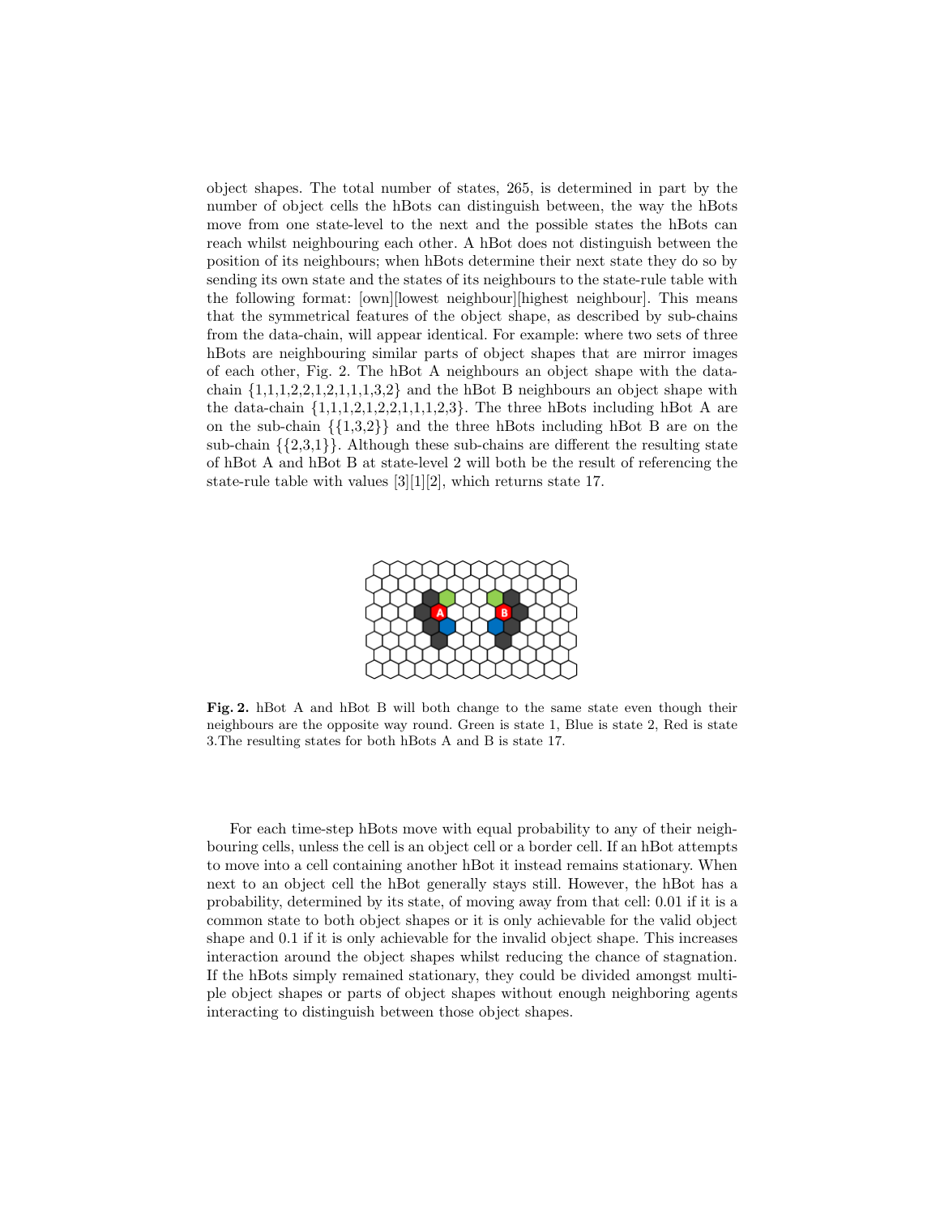object shapes. The total number of states, 265, is determined in part by the number of object cells the hBots can distinguish between, the way the hBots move from one state-level to the next and the possible states the hBots can reach whilst neighbouring each other. A hBot does not distinguish between the position of its neighbours; when hBots determine their next state they do so by sending its own state and the states of its neighbours to the state-rule table with the following format: [own][lowest neighbour][highest neighbour]. This means that the symmetrical features of the object shape, as described by sub-chains from the data-chain, will appear identical. For example: where two sets of three hBots are neighbouring similar parts of object shapes that are mirror images of each other, Fig. 2. The hBot A neighbours an object shape with the data-chain {1,1,1,2,2,1,2,1,1,1,3,2} and the hBot B neighbours an object shape with the data-chain {1,1,1,2,1,2,2,1,1,1,2,3}. The three hBots including hBot A are on the sub-chain {{1,3,2}} and the three hBots including hBot B are on the sub-chain {{2,3,1}}. Although these sub-chains are different the resulting state of hBot A and hBot B at state-level 2 will both be the result of referencing the state-rule table with values [3][1][2], which returns state 17.

**Fig. 2.** hBot A and hBot B will both change to the same state even though their neighbours are the opposite way round. Green is state 1, Blue is state 2, Red is state 3.The resulting states for both hBots A and B is state 17.

For each time-step hBots move with equal probability to any of their neighbouring cells, unless the cell is an object cell or a border cell. If an hBot attempts to move into a cell containing another hBot it instead remains stationary. When next to an object cell the hBot generally stays still. However, the hBot has a probability, determined by its state, of moving away from that cell: 0.01 if it is a common state to both object shapes or it is only achievable for the valid object shape and 0.1 if it is only achievable for the invalid object shape. This increases interaction around the object shapes whilst reducing the chance of stagnation. If the hBots simply remained stationary, they could be divided amongst multiple object shapes or parts of object shapes without enough neighboring agents interacting to distinguish between those object shapes.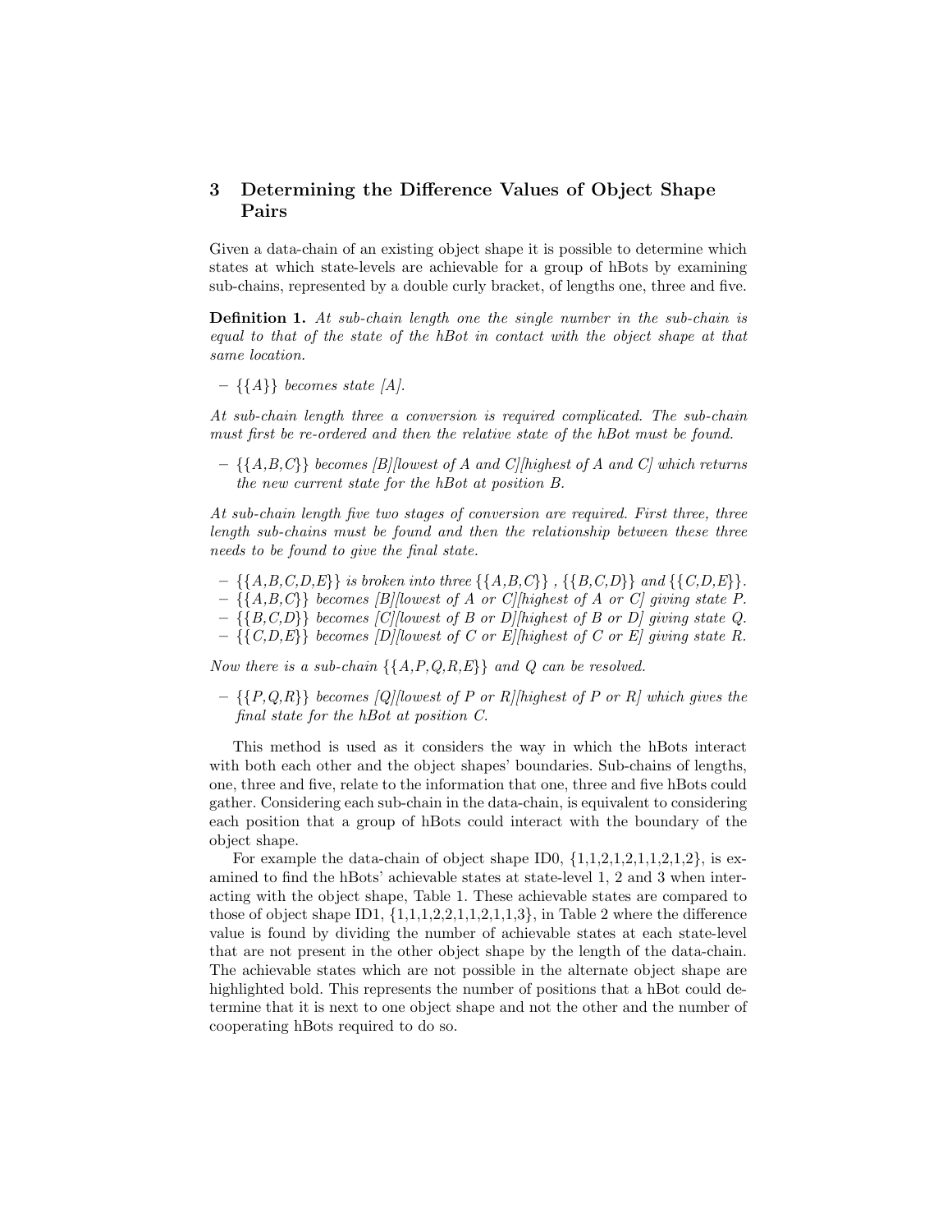## 3 Determining the Difference Values of Object Shape Pairs

Given a data-chain of an existing object shape it is possible to determine which states at which state-levels are achievable for a group of hBots by examining sub-chains, represented by a double curly bracket, of lengths one, three and five.

**Definition 1.** *At sub-chain length one the single number in the sub-chain is equal to that of the state of the hBot in contact with the object shape at that same location.*

– *{{A}} becomes state [A].*

*At sub-chain length three a conversion is required complicated. The sub-chain must first be re-ordered and then the relative state of the hBot must be found.*

– *{{A,B,C}} becomes [B][lowest of A and C][highest of A and C] which returns the new current state for the hBot at position B.*

*At sub-chain length five two stages of conversion are required. First three, three length sub-chains must be found and then the relationship between these three needs to be found to give the final state.*

– *{{A,B,C,D,E}} is broken into three {{A,B,C}} , {{B,C,D}} and {{C,D,E}}.*
– *{{A,B,C}} becomes [B][lowest of A or C][highest of A or C] giving state P.*
– *{{B,C,D}} becomes [C][lowest of B or D][highest of B or D] giving state Q.*
– *{{C,D,E}} becomes [D][lowest of C or E][highest of C or E] giving state R.*

*Now there is a sub-chain {{A,P,Q,R,E}} and Q can be resolved.*

– *{{P,Q,R}} becomes [Q][lowest of P or R][highest of P or R] which gives the final state for the hBot at position C.*

This method is used as it considers the way in which the hBots interact with both each other and the object shapes' boundaries. Sub-chains of lengths, one, three and five, relate to the information that one, three and five hBots could gather. Considering each sub-chain in the data-chain, is equivalent to considering each position that a group of hBots could interact with the boundary of the object shape.

For example the data-chain of object shape ID0, {1,1,2,1,2,1,1,2,1,2}, is examined to find the hBots' achievable states at state-level 1, 2 and 3 when interacting with the object shape, Table 1. These achievable states are compared to those of object shape ID1, {1,1,1,2,2,1,1,2,1,1,3}, in Table 2 where the difference value is found by dividing the number of achievable states at each state-level that are not present in the other object shape by the length of the data-chain. The achievable states which are not possible in the alternate object shape are highlighted bold. This represents the number of positions that a hBot could determine that it is next to one object shape and not the other and the number of cooperating hBots required to do so.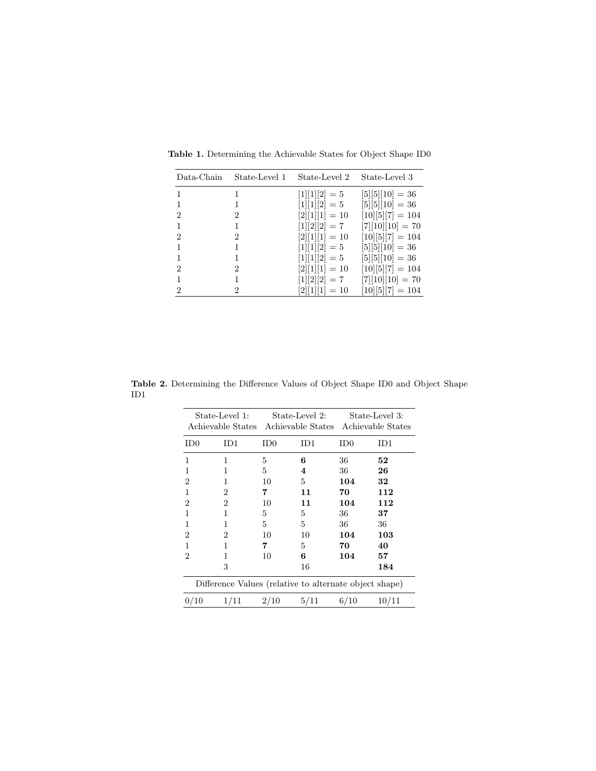**Table 1.** Determining the Achievable States for Object Shape ID0

| Data-Chain | State-Level 1 | State-Level 2 | State-Level 3 |
|---|---|---|---|
| 1 | 1 | [1][1][2] = 5 | [5][5][10] = 36 |
| 1 | 1 | [1][1][2] = 5 | [5][5][10] = 36 |
| 2 | 2 | [2][1][1] = 10 | [10][5][7] = 104 |
| 1 | 1 | [1][2][2] = 7 | [7][10][10] = 70 |
| 2 | 2 | [2][1][1] = 10 | [10][5][7] = 104 |
| 1 | 1 | [1][1][2] = 5 | [5][5][10] = 36 |
| 1 | 1 | [1][1][2] = 5 | [5][5][10] = 36 |
| 2 | 2 | [2][1][1] = 10 | [10][5][7] = 104 |
| 1 | 1 | [1][2][2] = 7 | [7][10][10] = 70 |
| 2 | 2 | [2][1][1] = 10 | [10][5][7] = 104 |

**Table 2.** Determining the Difference Values of Object Shape ID0 and Object Shape ID1

| State-Level 1: Achievable States | | State-Level 2: Achievable States | | State-Level 3: Achievable States | |
|---|---|---|---|---|---|
| ID0 | ID1 | ID0 | ID1 | ID0 | ID1 |
| 1 | 1 | 5 | **6** | 36 | **52** |
| 1 | 1 | 5 | **4** | 36 | **26** |
| 2 | 1 | 10 | 5 | **104** | **32** |
| 1 | 2 | **7** | **11** | **70** | **112** |
| 2 | 2 | 10 | **11** | **104** | **112** |
| 1 | 1 | 5 | 5 | 36 | **37** |
| 1 | 1 | 5 | 5 | 36 | 36 |
| 2 | 2 | 10 | 10 | **104** | **103** |
| 1 | 1 | **7** | 5 | **70** | **40** |
| 2 | 1 | 10 | **6** | **104** | **57** |
| | 3 | | 16 | | **184** |
| Difference Values (relative to alternate object shape) | | | | | |
| 0/10 | 1/11 | 2/10 | 5/11 | 6/10 | 10/11 |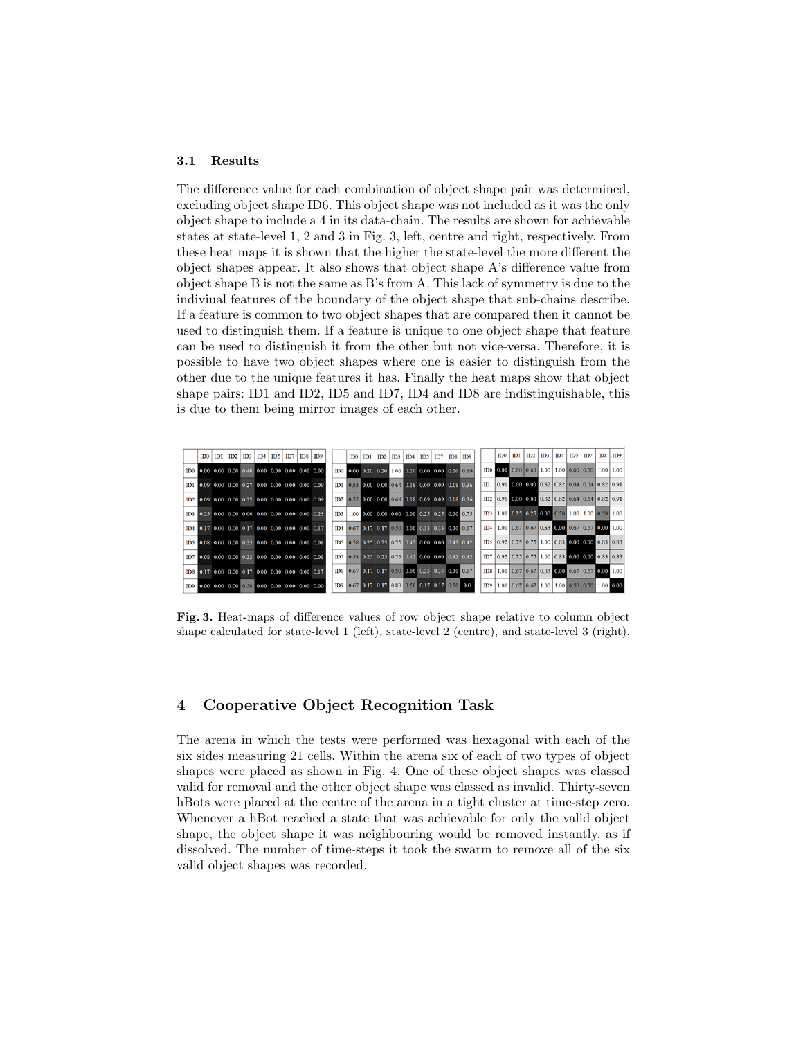### 3.1 Results

The difference value for each combination of object shape pair was determined, excluding object shape ID6. This object shape was not included as it was the only object shape to include a 4 in its data-chain. The results are shown for achievable states at state-level 1, 2 and 3 in Fig. 3, left, centre and right, respectively. From these heat maps it is shown that the higher the state-level the more different the object shapes appear. It also shows that object shape A's difference value from object shape B is not the same as B's from A. This lack of symmetry is due to the indiviual features of the boundary of the object shape that sub-chains describe. If a feature is common to two object shapes that are compared then it cannot be used to distinguish them. If a feature is unique to one object shape that feature can be used to distinguish it from the other but not vice-versa. Therefore, it is possible to have two object shapes where one is easier to distinguish from the other due to the unique features it has. Finally the heat maps show that object shape pairs: ID1 and ID2, ID5 and ID7, ID4 and ID8 are indistinguishable, this is due to them being mirror images of each other.

State-level 1:

| | ID0 | ID1 | ID2 | ID3 | ID4 | ID5 | ID7 | ID8 | ID9 |
|---|---|---|---|---|---|---|---|---|---|
| ID0 | 0.00 | 0.00 | 0.00 | 0.40 | 0.00 | 0.00 | 0.00 | 0.00 | 0.00 |
| ID1 | 0.09 | 0.00 | 0.00 | 0.27 | 0.00 | 0.00 | 0.00 | 0.00 | 0.09 |
| ID2 | 0.09 | 0.00 | 0.00 | 0.27 | 0.00 | 0.00 | 0.00 | 0.00 | 0.09 |
| ID3 | 0.25 | 0.00 | 0.00 | 0.00 | 0.00 | 0.00 | 0.00 | 0.00 | 0.25 |
| ID4 | 0.17 | 0.00 | 0.00 | 0.17 | 0.00 | 0.00 | 0.00 | 0.00 | 0.17 |
| ID5 | 0.08 | 0.00 | 0.00 | 0.33 | 0.00 | 0.00 | 0.00 | 0.00 | 0.08 |
| ID7 | 0.08 | 0.00 | 0.00 | 0.33 | 0.00 | 0.00 | 0.00 | 0.00 | 0.08 |
| ID8 | 0.17 | 0.00 | 0.00 | 0.17 | 0.00 | 0.00 | 0.00 | 0.00 | 0.17 |
| ID9 | 0.00 | 0.00 | 0.00 | 0.50 | 0.00 | 0.00 | 0.00 | 0.00 | 0.00 |

State-level 2:

| | ID0 | ID1 | ID2 | ID3 | ID4 | ID5 | ID7 | ID8 | ID9 |
|---|---|---|---|---|---|---|---|---|---|
| ID0 | 0.00 | 0.20 | 0.20 | 1.00 | 0.20 | 0.00 | 0.00 | 0.20 | 0.60 |
| ID1 | 0.55 | 0.00 | 0.00 | 0.64 | 0.18 | 0.09 | 0.09 | 0.18 | 0.36 |
| ID2 | 0.55 | 0.00 | 0.00 | 0.64 | 0.18 | 0.09 | 0.09 | 0.18 | 0.36 |
| ID3 | 1.00 | 0.00 | 0.00 | 0.00 | 0.00 | 0.25 | 0.25 | 0.00 | 0.75 |
| ID4 | 0.67 | 0.17 | 0.17 | 0.50 | 0.00 | 0.33 | 0.33 | 0.00 | 0.67 |
| ID5 | 0.58 | 0.25 | 0.25 | 0.75 | 0.42 | 0.00 | 0.00 | 0.42 | 0.42 |
| ID7 | 0.58 | 0.25 | 0.25 | 0.75 | 0.42 | 0.00 | 0.00 | 0.42 | 0.42 |
| ID8 | 0.67 | 0.17 | 0.17 | 0.50 | 0.00 | 0.33 | 0.33 | 0.00 | 0.67 |
| ID9 | 0.67 | 0.17 | 0.17 | 0.83 | 0.50 | 0.17 | 0.17 | 0.50 | 0.0 |

State-level 3:

| | ID0 | ID1 | ID2 | ID3 | ID4 | ID5 | ID7 | ID8 | ID9 |
|---|---|---|---|---|---|---|---|---|---|
| ID0 | 0.00 | 0.60 | 0.60 | 1.00 | 1.00 | 0.60 | 0.60 | 1.00 | 1.00 |
| ID1 | 0.91 | 0.00 | 0.00 | 0.82 | 0.82 | 0.64 | 0.64 | 0.82 | 0.91 |
| ID2 | 0.91 | 0.00 | 0.00 | 0.82 | 0.82 | 0.64 | 0.64 | 0.82 | 0.91 |
| ID3 | 1.00 | 0.25 | 0.25 | 0.00 | 0.50 | 1.00 | 1.00 | 0.50 | 1.00 |
| ID4 | 1.00 | 0.67 | 0.67 | 0.83 | 0.00 | 0.67 | 0.67 | 0.00 | 1.00 |
| ID5 | 0.92 | 0.75 | 0.75 | 1.00 | 0.83 | 0.00 | 0.00 | 0.83 | 0.83 |
| ID7 | 0.92 | 0.75 | 0.75 | 1.00 | 0.83 | 0.00 | 0.00 | 0.83 | 0.83 |
| ID8 | 1.00 | 0.67 | 0.67 | 0.83 | 0.00 | 0.67 | 0.67 | 0.00 | 1.00 |
| ID9 | 1.00 | 0.67 | 0.67 | 1.00 | 1.00 | 0.50 | 0.50 | 1.00 | 0.00 |

**Fig. 3.** Heat-maps of difference values of row object shape relative to column object shape calculated for state-level 1 (left), state-level 2 (centre), and state-level 3 (right).

## 4 Cooperative Object Recognition Task

The arena in which the tests were performed was hexagonal with each of the six sides measuring 21 cells. Within the arena six of each of two types of object shapes were placed as shown in Fig. 4. One of these object shapes was classed valid for removal and the other object shape was classed as invalid. Thirty-seven hBots were placed at the centre of the arena in a tight cluster at time-step zero. Whenever a hBot reached a state that was achievable for only the valid object shape, the object shape it was neighbouring would be removed instantly, as if dissolved. The number of time-steps it took the swarm to remove all of the six valid object shapes was recorded.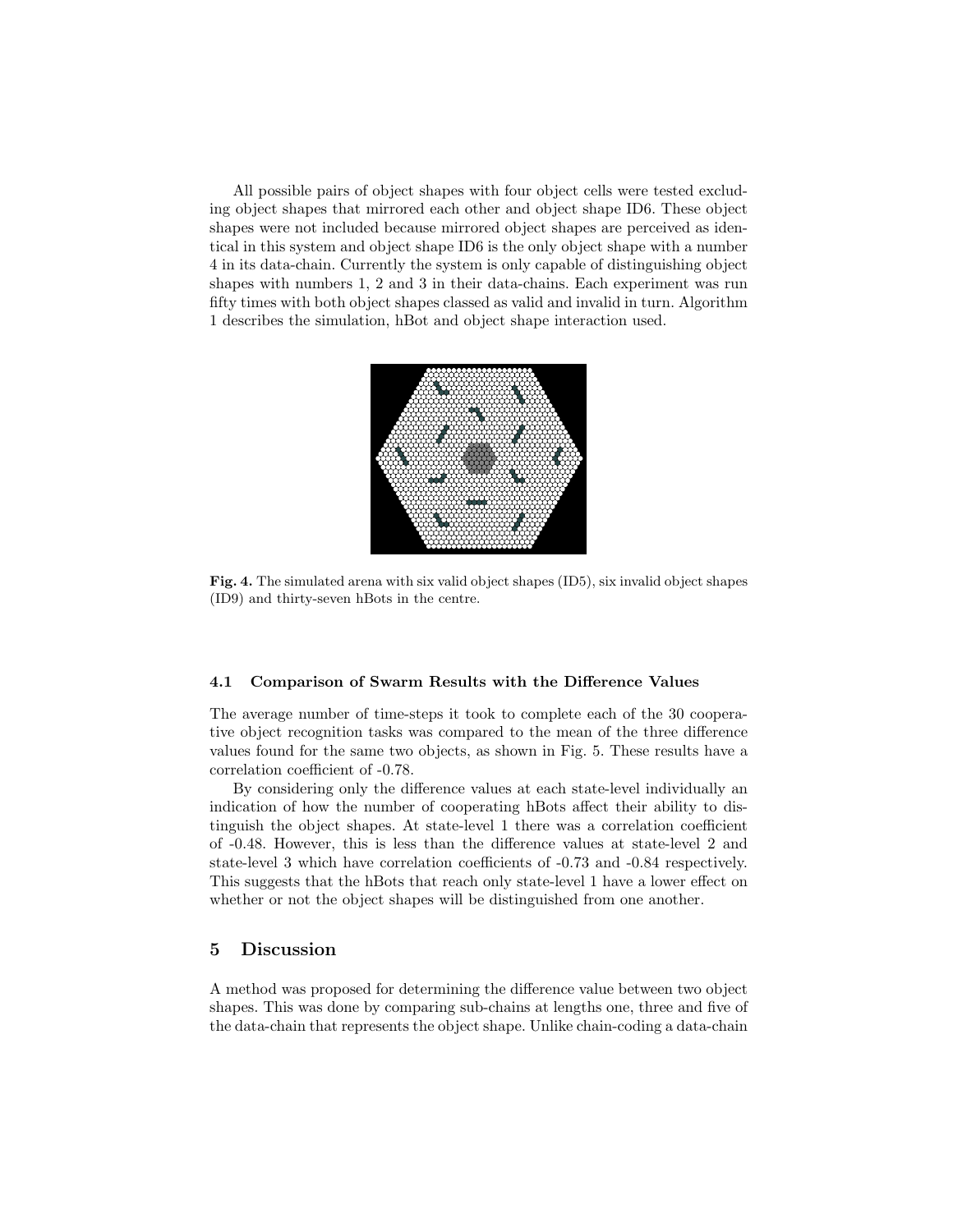All possible pairs of object shapes with four object cells were tested excluding object shapes that mirrored each other and object shape ID6. These object shapes were not included because mirrored object shapes are perceived as identical in this system and object shape ID6 is the only object shape with a number 4 in its data-chain. Currently the system is only capable of distinguishing object shapes with numbers 1, 2 and 3 in their data-chains. Each experiment was run fifty times with both object shapes classed as valid and invalid in turn. Algorithm 1 describes the simulation, hBot and object shape interaction used.

**Fig. 4.** The simulated arena with six valid object shapes (ID5), six invalid object shapes (ID9) and thirty-seven hBots in the centre.

### 4.1 Comparison of Swarm Results with the Difference Values

The average number of time-steps it took to complete each of the 30 cooperative object recognition tasks was compared to the mean of the three difference values found for the same two objects, as shown in Fig. 5. These results have a correlation coefficient of -0.78.

By considering only the difference values at each state-level individually an indication of how the number of cooperating hBots affect their ability to distinguish the object shapes. At state-level 1 there was a correlation coefficient of -0.48. However, this is less than the difference values at state-level 2 and state-level 3 which have correlation coefficients of -0.73 and -0.84 respectively. This suggests that the hBots that reach only state-level 1 have a lower effect on whether or not the object shapes will be distinguished from one another.

## 5 Discussion

A method was proposed for determining the difference value between two object shapes. This was done by comparing sub-chains at lengths one, three and five of the data-chain that represents the object shape. Unlike chain-coding a data-chain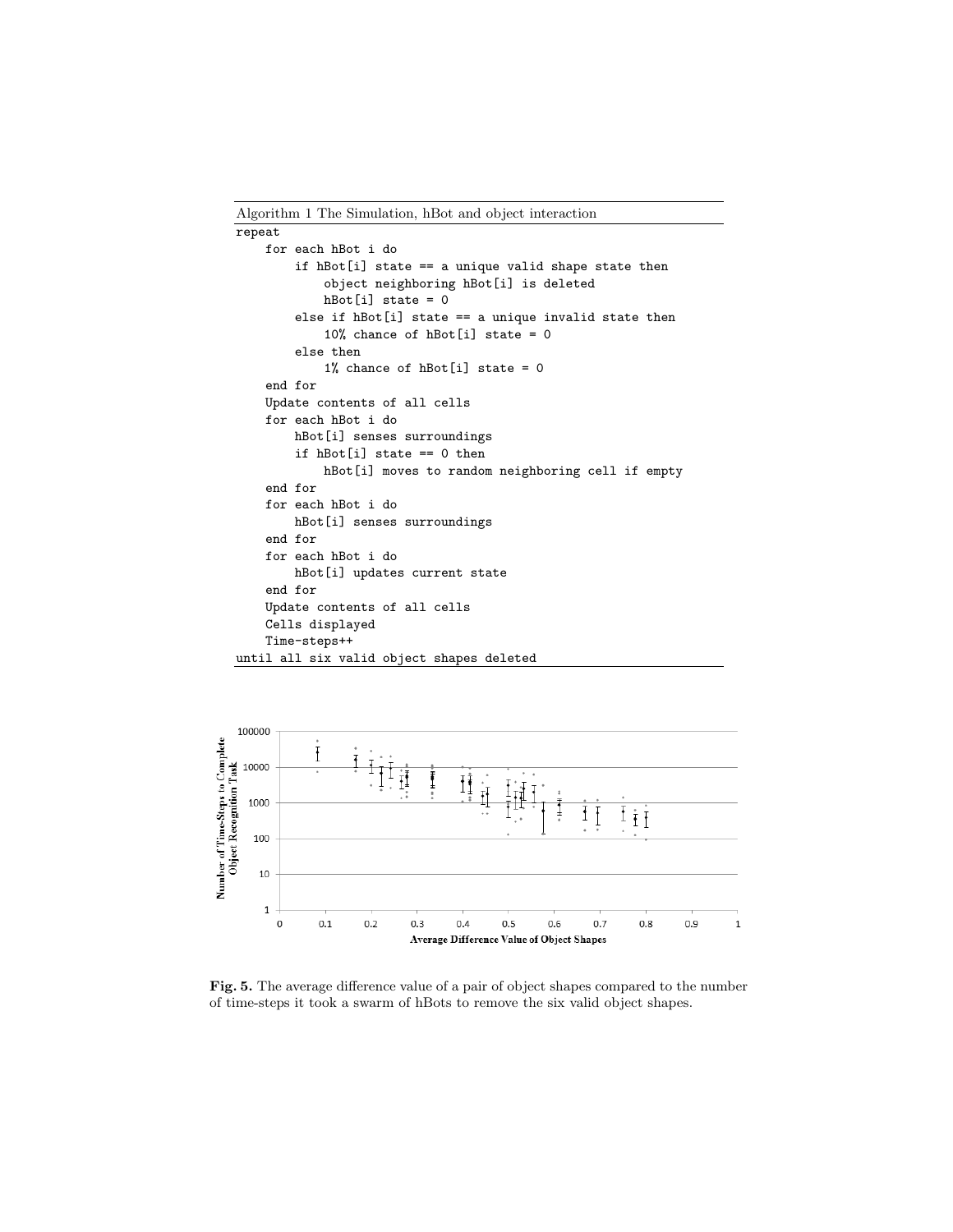Algorithm 1 The Simulation, hBot and object interaction

```
repeat
    for each hBot i do
        if hBot[i] state == a unique valid shape state then
            object neighboring hBot[i] is deleted
            hBot[i] state = 0
        else if hBot[i] state == a unique invalid state then
            10% chance of hBot[i] state = 0
        else then
            1% chance of hBot[i] state = 0
    end for
    Update contents of all cells
    for each hBot i do
        hBot[i] senses surroundings
        if hBot[i] state == 0 then
            hBot[i] moves to random neighboring cell if empty
    end for
    for each hBot i do
        hBot[i] senses surroundings
    end for
    for each hBot i do
        hBot[i] updates current state
    end for
    Update contents of all cells
    Cells displayed
    Time-steps++
until all six valid object shapes deleted
```

**Fig. 5.** The average difference value of a pair of object shapes compared to the number of time-steps it took a swarm of hBots to remove the six valid object shapes.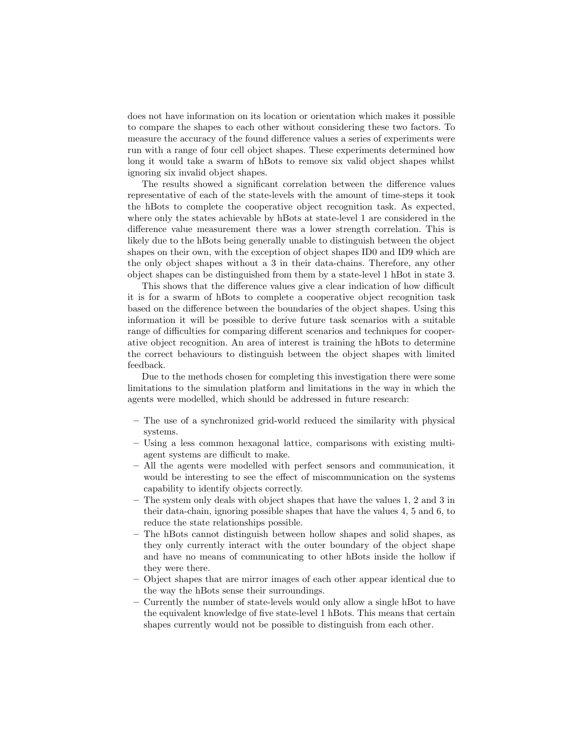does not have information on its location or orientation which makes it possible to compare the shapes to each other without considering these two factors. To measure the accuracy of the found difference values a series of experiments were run with a range of four cell object shapes. These experiments determined how long it would take a swarm of hBots to remove six valid object shapes whilst ignoring six invalid object shapes.

The results showed a significant correlation between the difference values representative of each of the state-levels with the amount of time-steps it took the hBots to complete the cooperative object recognition task. As expected, where only the states achievable by hBots at state-level 1 are considered in the difference value measurement there was a lower strength correlation. This is likely due to the hBots being generally unable to distinguish between the object shapes on their own, with the exception of object shapes ID0 and ID9 which are the only object shapes without a 3 in their data-chains. Therefore, any other object shapes can be distinguished from them by a state-level 1 hBot in state 3.

This shows that the difference values give a clear indication of how difficult it is for a swarm of hBots to complete a cooperative object recognition task based on the difference between the boundaries of the object shapes. Using this information it will be possible to derive future task scenarios with a suitable range of difficulties for comparing different scenarios and techniques for cooperative object recognition. An area of interest is training the hBots to determine the correct behaviours to distinguish between the object shapes with limited feedback.

Due to the methods chosen for completing this investigation there were some limitations to the simulation platform and limitations in the way in which the agents were modelled, which should be addressed in future research:

- The use of a synchronized grid-world reduced the similarity with physical systems.
- Using a less common hexagonal lattice, comparisons with existing multi-agent systems are difficult to make.
- All the agents were modelled with perfect sensors and communication, it would be interesting to see the effect of miscommunication on the systems capability to identify objects correctly.
- The system only deals with object shapes that have the values 1, 2 and 3 in their data-chain, ignoring possible shapes that have the values 4, 5 and 6, to reduce the state relationships possible.
- The hBots cannot distinguish between hollow shapes and solid shapes, as they only currently interact with the outer boundary of the object shape and have no means of communicating to other hBots inside the hollow if they were there.
- Object shapes that are mirror images of each other appear identical due to the way the hBots sense their surroundings.
- Currently the number of state-levels would only allow a single hBot to have the equivalent knowledge of five state-level 1 hBots. This means that certain shapes currently would not be possible to distinguish from each other.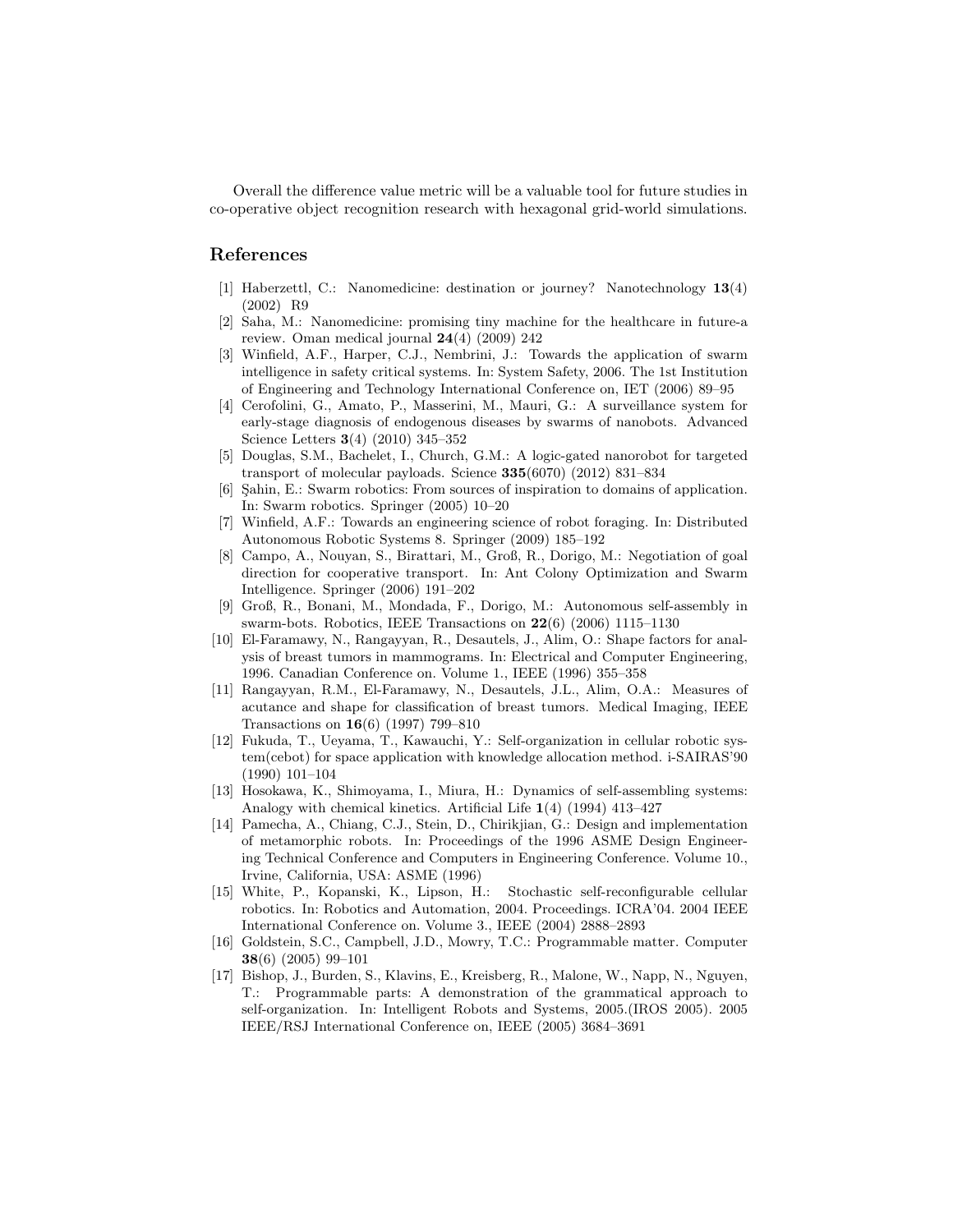Overall the difference value metric will be a valuable tool for future studies in co-operative object recognition research with hexagonal grid-world simulations.

## References

[1] Haberzettl, C.: Nanomedicine: destination or journey? Nanotechnology **13**(4) (2002) R9

[2] Saha, M.: Nanomedicine: promising tiny machine for the healthcare in future-a review. Oman medical journal **24**(4) (2009) 242

[3] Winfield, A.F., Harper, C.J., Nembrini, J.: Towards the application of swarm intelligence in safety critical systems. In: System Safety, 2006. The 1st Institution of Engineering and Technology International Conference on, IET (2006) 89–95

[4] Cerofolini, G., Amato, P., Masserini, M., Mauri, G.: A surveillance system for early-stage diagnosis of endogenous diseases by swarms of nanobots. Advanced Science Letters **3**(4) (2010) 345–352

[5] Douglas, S.M., Bachelet, I., Church, G.M.: A logic-gated nanorobot for targeted transport of molecular payloads. Science **335**(6070) (2012) 831–834

[6] Şahin, E.: Swarm robotics: From sources of inspiration to domains of application. In: Swarm robotics. Springer (2005) 10–20

[7] Winfield, A.F.: Towards an engineering science of robot foraging. In: Distributed Autonomous Robotic Systems 8. Springer (2009) 185–192

[8] Campo, A., Nouyan, S., Birattari, M., Groß, R., Dorigo, M.: Negotiation of goal direction for cooperative transport. In: Ant Colony Optimization and Swarm Intelligence. Springer (2006) 191–202

[9] Groß, R., Bonani, M., Mondada, F., Dorigo, M.: Autonomous self-assembly in swarm-bots. Robotics, IEEE Transactions on **22**(6) (2006) 1115–1130

[10] El-Faramawy, N., Rangayyan, R., Desautels, J., Alim, O.: Shape factors for analysis of breast tumors in mammograms. In: Electrical and Computer Engineering, 1996. Canadian Conference on. Volume 1., IEEE (1996) 355–358

[11] Rangayyan, R.M., El-Faramawy, N., Desautels, J.L., Alim, O.A.: Measures of acutance and shape for classification of breast tumors. Medical Imaging, IEEE Transactions on **16**(6) (1997) 799–810

[12] Fukuda, T., Ueyama, T., Kawauchi, Y.: Self-organization in cellular robotic system(cebot) for space application with knowledge allocation method. i-SAIRAS'90 (1990) 101–104

[13] Hosokawa, K., Shimoyama, I., Miura, H.: Dynamics of self-assembling systems: Analogy with chemical kinetics. Artificial Life **1**(4) (1994) 413–427

[14] Pamecha, A., Chiang, C.J., Stein, D., Chirikjian, G.: Design and implementation of metamorphic robots. In: Proceedings of the 1996 ASME Design Engineering Technical Conference and Computers in Engineering Conference. Volume 10., Irvine, California, USA: ASME (1996)

[15] White, P., Kopanski, K., Lipson, H.: Stochastic self-reconfigurable cellular robotics. In: Robotics and Automation, 2004. Proceedings. ICRA'04. 2004 IEEE International Conference on. Volume 3., IEEE (2004) 2888–2893

[16] Goldstein, S.C., Campbell, J.D., Mowry, T.C.: Programmable matter. Computer **38**(6) (2005) 99–101

[17] Bishop, J., Burden, S., Klavins, E., Kreisberg, R., Malone, W., Napp, N., Nguyen, T.: Programmable parts: A demonstration of the grammatical approach to self-organization. In: Intelligent Robots and Systems, 2005.(IROS 2005). 2005 IEEE/RSJ International Conference on, IEEE (2005) 3684–3691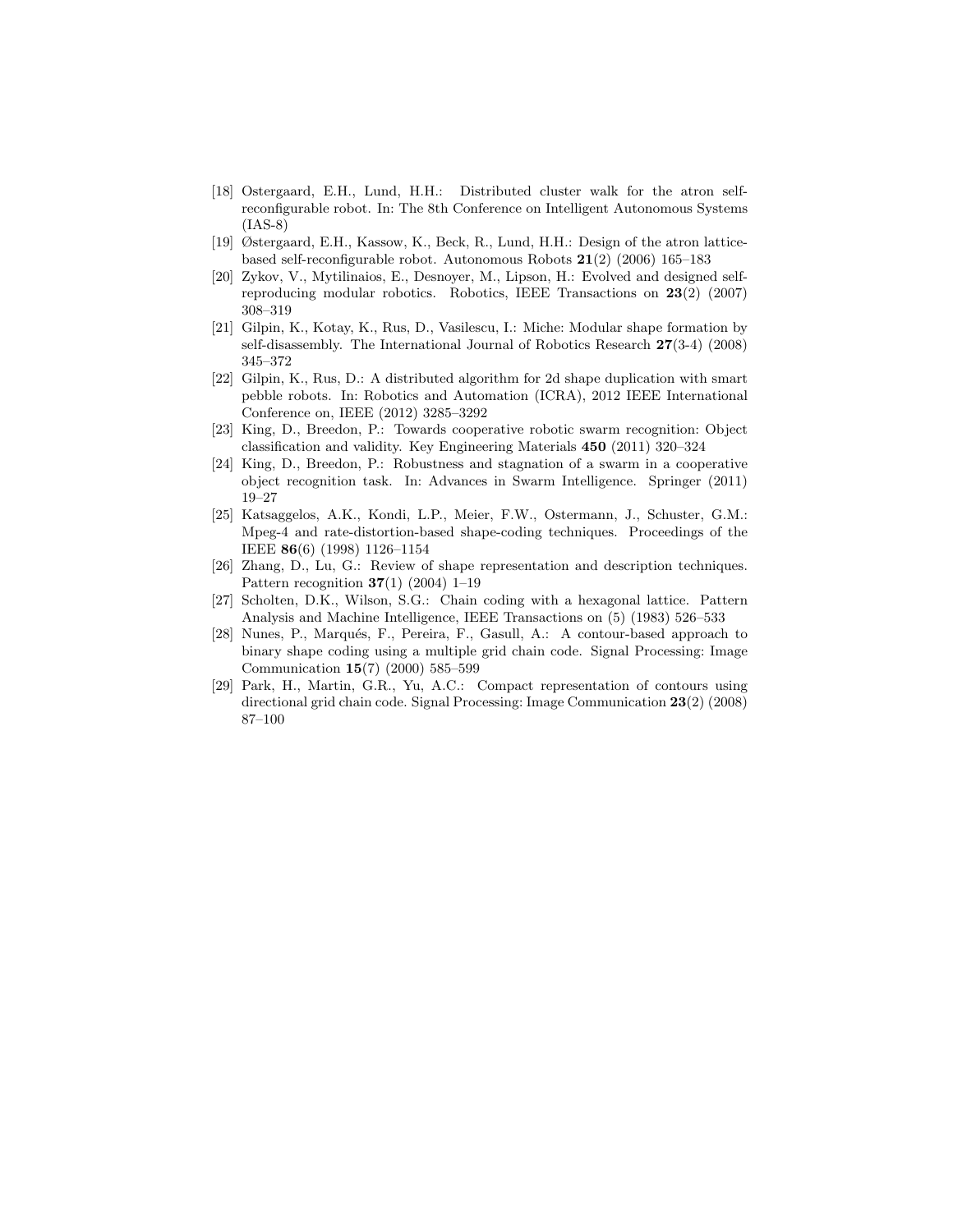[18] Ostergaard, E.H., Lund, H.H.: Distributed cluster walk for the atron self-reconfigurable robot. In: The 8th Conference on Intelligent Autonomous Systems (IAS-8)

[19] Østergaard, E.H., Kassow, K., Beck, R., Lund, H.H.: Design of the atron lattice-based self-reconfigurable robot. Autonomous Robots **21**(2) (2006) 165–183

[20] Zykov, V., Mytilinaios, E., Desnoyer, M., Lipson, H.: Evolved and designed self-reproducing modular robotics. Robotics, IEEE Transactions on **23**(2) (2007) 308–319

[21] Gilpin, K., Kotay, K., Rus, D., Vasilescu, I.: Miche: Modular shape formation by self-disassembly. The International Journal of Robotics Research **27**(3-4) (2008) 345–372

[22] Gilpin, K., Rus, D.: A distributed algorithm for 2d shape duplication with smart pebble robots. In: Robotics and Automation (ICRA), 2012 IEEE International Conference on, IEEE (2012) 3285–3292

[23] King, D., Breedon, P.: Towards cooperative robotic swarm recognition: Object classification and validity. Key Engineering Materials **450** (2011) 320–324

[24] King, D., Breedon, P.: Robustness and stagnation of a swarm in a cooperative object recognition task. In: Advances in Swarm Intelligence. Springer (2011) 19–27

[25] Katsaggelos, A.K., Kondi, L.P., Meier, F.W., Ostermann, J., Schuster, G.M.: Mpeg-4 and rate-distortion-based shape-coding techniques. Proceedings of the IEEE **86**(6) (1998) 1126–1154

[26] Zhang, D., Lu, G.: Review of shape representation and description techniques. Pattern recognition **37**(1) (2004) 1–19

[27] Scholten, D.K., Wilson, S.G.: Chain coding with a hexagonal lattice. Pattern Analysis and Machine Intelligence, IEEE Transactions on (5) (1983) 526–533

[28] Nunes, P., Marqués, F., Pereira, F., Gasull, A.: A contour-based approach to binary shape coding using a multiple grid chain code. Signal Processing: Image Communication **15**(7) (2000) 585–599

[29] Park, H., Martin, G.R., Yu, A.C.: Compact representation of contours using directional grid chain code. Signal Processing: Image Communication **23**(2) (2008) 87–100